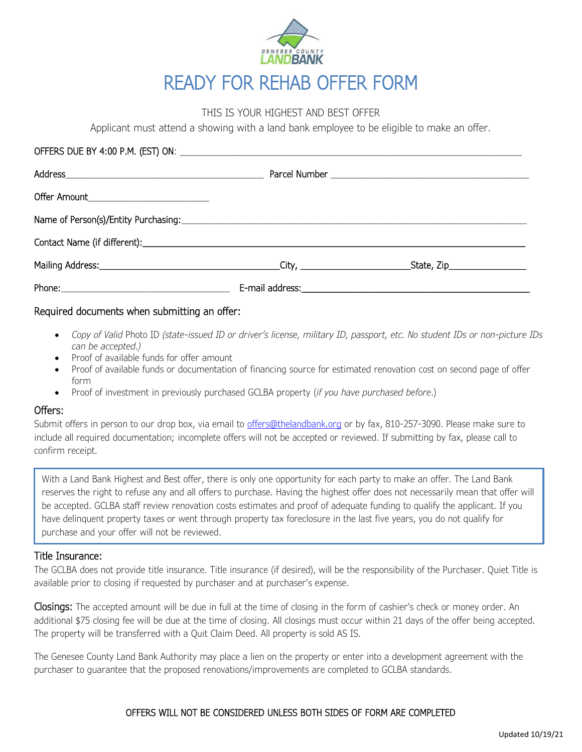GENESEE COUNTY LANDBANK

# READY FOR REHAB OFFER FORM

THIS IS YOUR HIGHEST AND BEST OFFER

Applicant must attend a showing with a land bank employee to be eligible to make an offer.

OFFERS DUE BY 4:00 P.M. (EST) ON: ______________________________________________

Address________________________________ Parcel Number ________________________________

Offer Amount____________________

Name of Person(s)/Entity Purchasing:______________________________________________

Contact Name (if different):______________________________________________

Mailing Address:____________________________City, ____________________State, Zip______________

Phone:____________________________ E-mail address:______________________________________

## Required documents when submitting an offer:

- *Copy of Valid* Photo ID *(state-issued ID or driver's license, military ID, passport, etc. No student IDs or non-picture IDs can be accepted.)*
- Proof of available funds for offer amount
- Proof of available funds or documentation of financing source for estimated renovation cost on second page of offer form
- Proof of investment in previously purchased GCLBA property (*if you have purchased before*.)

## Offers:

Submit offers in person to our drop box, via email to offers@thelandbank.org or by fax, 810-257-3090. Please make sure to include all required documentation; incomplete offers will not be accepted or reviewed. If submitting by fax, please call to confirm receipt.

> With a Land Bank Highest and Best offer, there is only one opportunity for each party to make an offer. The Land Bank reserves the right to refuse any and all offers to purchase. Having the highest offer does not necessarily mean that offer will be accepted. GCLBA staff review renovation costs estimates and proof of adequate funding to qualify the applicant. If you have delinquent property taxes or went through property tax foreclosure in the last five years, you do not qualify for purchase and your offer will not be reviewed.

## Title Insurance:

The GCLBA does not provide title insurance. Title insurance (if desired), will be the responsibility of the Purchaser. Quiet Title is available prior to closing if requested by purchaser and at purchaser's expense.

**Closings:** The accepted amount will be due in full at the time of closing in the form of cashier's check or money order. An additional $75 closing fee will be due at the time of closing. All closings must occur within 21 days of the offer being accepted. The property will be transferred with a Quit Claim Deed. All property is sold AS IS.

The Genesee County Land Bank Authority may place a lien on the property or enter into a development agreement with the purchaser to guarantee that the proposed renovations/improvements are completed to GCLBA standards.

OFFERS WILL NOT BE CONSIDERED UNLESS BOTH SIDES OF FORM ARE COMPLETED

Updated 10/19/21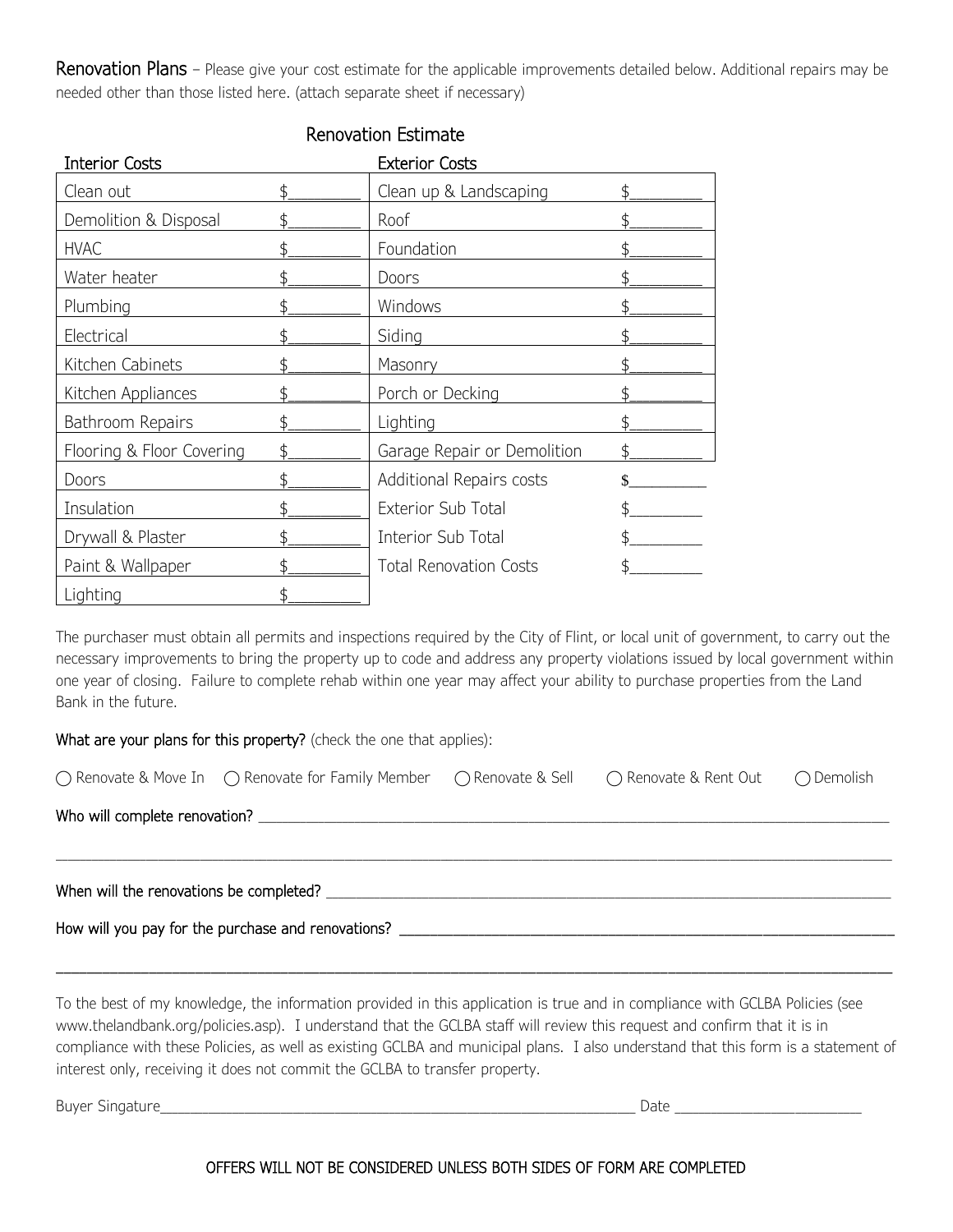**Renovation Plans** – Please give your cost estimate for the applicable improvements detailed below. Additional repairs may be needed other than those listed here. (attach separate sheet if necessary)

## Renovation Estimate

| Interior Costs | | Exterior Costs | |
|---|---|---|---|
| Clean out | $________ | Clean up & Landscaping | $________ |
| Demolition & Disposal | $________ | Roof | $________ |
| HVAC | $________ | Foundation | $________ |
| Water heater | $________ | Doors | $________ |
| Plumbing | $________ | Windows | $________ |
| Electrical | $________ | Siding | $________ |
| Kitchen Cabinets | $________ | Masonry | $________ |
| Kitchen Appliances | $________ | Porch or Decking | $________ |
| Bathroom Repairs | $________ | Lighting | $________ |
| Flooring & Floor Covering | $________ | Garage Repair or Demolition | $________ |
| Doors | $________ | Additional Repairs costs | $________ |
| Insulation | $________ | Exterior Sub Total | $________ |
| Drywall & Plaster | $________ | Interior Sub Total | $________ |
| Paint & Wallpaper | $________ | Total Renovation Costs | $________ |
| Lighting | $________ | | |

The purchaser must obtain all permits and inspections required by the City of Flint, or local unit of government, to carry out the necessary improvements to bring the property up to code and address any property violations issued by local government within one year of closing. Failure to complete rehab within one year may affect your ability to purchase properties from the Land Bank in the future.

**What are your plans for this property?** (check the one that applies):

◯ Renovate & Move In ◯ Renovate for Family Member ◯ Renovate & Sell ◯ Renovate & Rent Out ◯ Demolish

Who will complete renovation? ______________________________________________________________________________

______________________________________________________________________________________________________

When will the renovations be completed? _______________________________________________________________________

How will you pay for the purchase and renovations? ________________________________________________________________

______________________________________________________________________________________________________

To the best of my knowledge, the information provided in this application is true and in compliance with GCLBA Policies (see www.thelandbank.org/policies.asp). I understand that the GCLBA staff will review this request and confirm that it is in compliance with these Policies, as well as existing GCLBA and municipal plans. I also understand that this form is a statement of interest only, receiving it does not commit the GCLBA to transfer property.

Buyer Singature_____________________________________________________________ Date ________________________

OFFERS WILL NOT BE CONSIDERED UNLESS BOTH SIDES OF FORM ARE COMPLETED